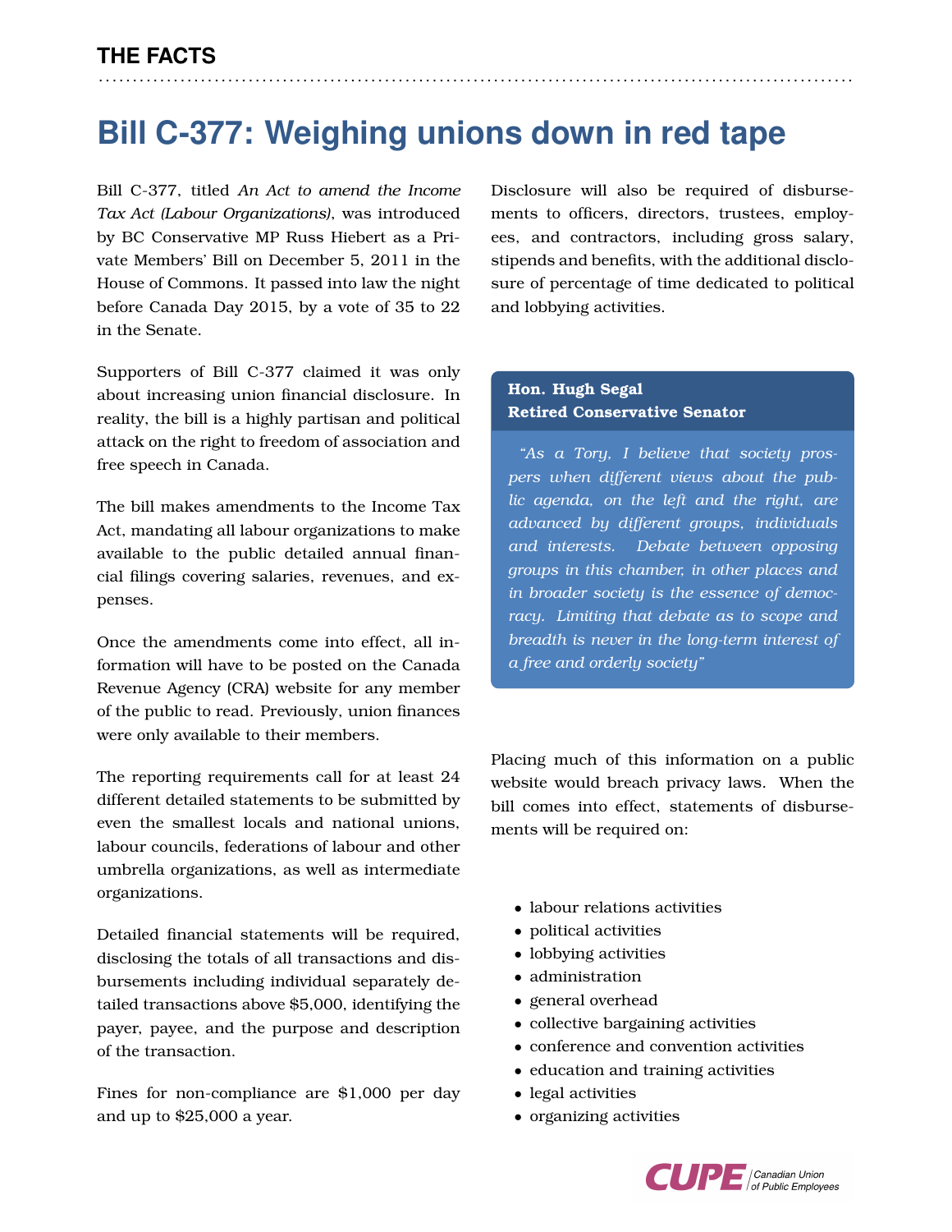**THE FACTS**

# Bill C-377: Weighing unions down in red tape

Bill C-377, titled *An Act to amend the Income Tax Act (Labour Organizations)*, was introduced by BC Conservative MP Russ Hiebert as a Private Members' Bill on December 5, 2011 in the House of Commons. It passed into law the night before Canada Day 2015, by a vote of 35 to 22 in the Senate.

Supporters of Bill C-377 claimed it was only about increasing union financial disclosure. In reality, the bill is a highly partisan and political attack on the right to freedom of association and free speech in Canada.

The bill makes amendments to the Income Tax Act, mandating all labour organizations to make available to the public detailed annual financial filings covering salaries, revenues, and expenses.

Once the amendments come into effect, all information will have to be posted on the Canada Revenue Agency (CRA) website for any member of the public to read. Previously, union finances were only available to their members.

The reporting requirements call for at least 24 different detailed statements to be submitted by even the smallest locals and national unions, labour councils, federations of labour and other umbrella organizations, as well as intermediate organizations.

Detailed financial statements will be required, disclosing the totals of all transactions and disbursements including individual separately detailed transactions above $5,000, identifying the payer, payee, and the purpose and description of the transaction.

Fines for non-compliance are $1,000 per day and up to $25,000 a year.

Disclosure will also be required of disbursements to officers, directors, trustees, employees, and contractors, including gross salary, stipends and benefits, with the additional disclosure of percentage of time dedicated to political and lobbying activities.

**Hon. Hugh Segal**
**Retired Conservative Senator**

*"As a Tory, I believe that society prospers when different views about the public agenda, on the left and the right, are advanced by different groups, individuals and interests. Debate between opposing groups in this chamber, in other places and in broader society is the essence of democracy. Limiting that debate as to scope and breadth is never in the long-term interest of a free and orderly society"*

Placing much of this information on a public website would breach privacy laws. When the bill comes into effect, statements of disbursements will be required on:

- labour relations activities
- political activities
- lobbying activities
- administration
- general overhead
- collective bargaining activities
- conference and convention activities
- education and training activities
- legal activities
- organizing activities

CUPE | Canadian Union of Public Employees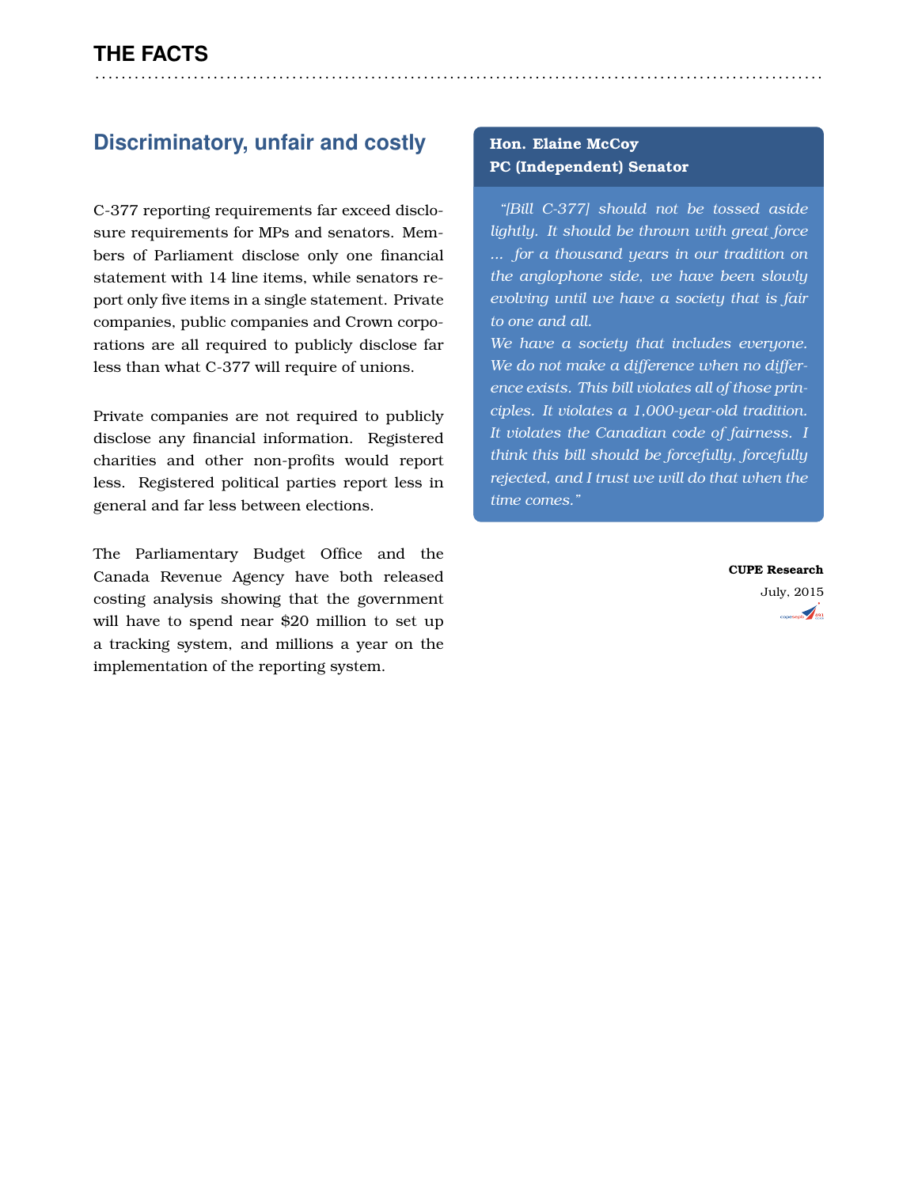# THE FACTS

## Discriminatory, unfair and costly

C-377 reporting requirements far exceed disclosure requirements for MPs and senators. Members of Parliament disclose only one financial statement with 14 line items, while senators report only five items in a single statement. Private companies, public companies and Crown corporations are all required to publicly disclose far less than what C-377 will require of unions.

Private companies are not required to publicly disclose any financial information. Registered charities and other non-profits would report less. Registered political parties report less in general and far less between elections.

The Parliamentary Budget Office and the Canada Revenue Agency have both released costing analysis showing that the government will have to spend near $20 million to set up a tracking system, and millions a year on the implementation of the reporting system.

**Hon. Elaine McCoy**
**PC (Independent) Senator**

*"[Bill C-377] should not be tossed aside lightly. It should be thrown with great force ... for a thousand years in our tradition on the anglophone side, we have been slowly evolving until we have a society that is fair to one and all.*
*We have a society that includes everyone. We do not make a difference when no difference exists. This bill violates all of those principles. It violates a 1,000-year-old tradition. It violates the Canadian code of fairness. I think this bill should be forcefully, forcefully rejected, and I trust we will do that when the time comes."*

**CUPE Research**

July, 2015